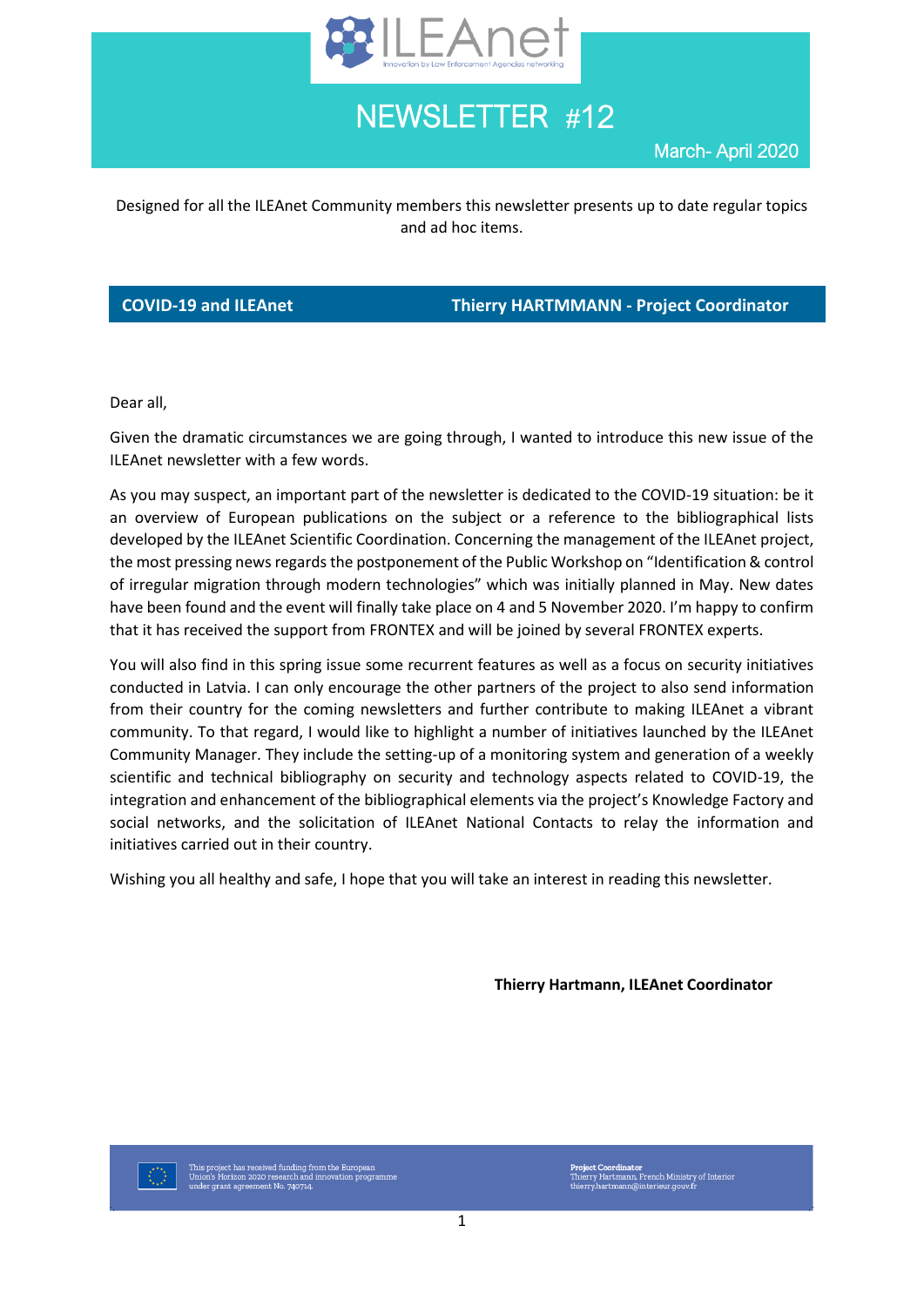# NEWSLETTER #12

March- April 2020

Designed for all the ILEAnet Community members this newsletter presents up to date regular topics and ad hoc items.

## COVID-19 and ILEAnet — Thierry HARTMMANN - Project Coordinator

Dear all,

Given the dramatic circumstances we are going through, I wanted to introduce this new issue of the ILEAnet newsletter with a few words.

As you may suspect, an important part of the newsletter is dedicated to the COVID-19 situation: be it an overview of European publications on the subject or a reference to the bibliographical lists developed by the ILEAnet Scientific Coordination. Concerning the management of the ILEAnet project, the most pressing news regards the postponement of the Public Workshop on "Identification & control of irregular migration through modern technologies" which was initially planned in May. New dates have been found and the event will finally take place on 4 and 5 November 2020. I'm happy to confirm that it has received the support from FRONTEX and will be joined by several FRONTEX experts.

You will also find in this spring issue some recurrent features as well as a focus on security initiatives conducted in Latvia. I can only encourage the other partners of the project to also send information from their country for the coming newsletters and further contribute to making ILEAnet a vibrant community. To that regard, I would like to highlight a number of initiatives launched by the ILEAnet Community Manager. They include the setting-up of a monitoring system and generation of a weekly scientific and technical bibliography on security and technology aspects related to COVID-19, the integration and enhancement of the bibliographical elements via the project's Knowledge Factory and social networks, and the solicitation of ILEAnet National Contacts to relay the information and initiatives carried out in their country.

Wishing you all healthy and safe, I hope that you will take an interest in reading this newsletter.

**Thierry Hartmann, ILEAnet Coordinator**

This project has received funding from the European Union's Horizon 2020 research and innovation programme under grant agreement No. 740714.

**Project Coordinator**
Thierry Hartmann, French Ministry of Interior
thierry.hartmann@interieur.gouv.fr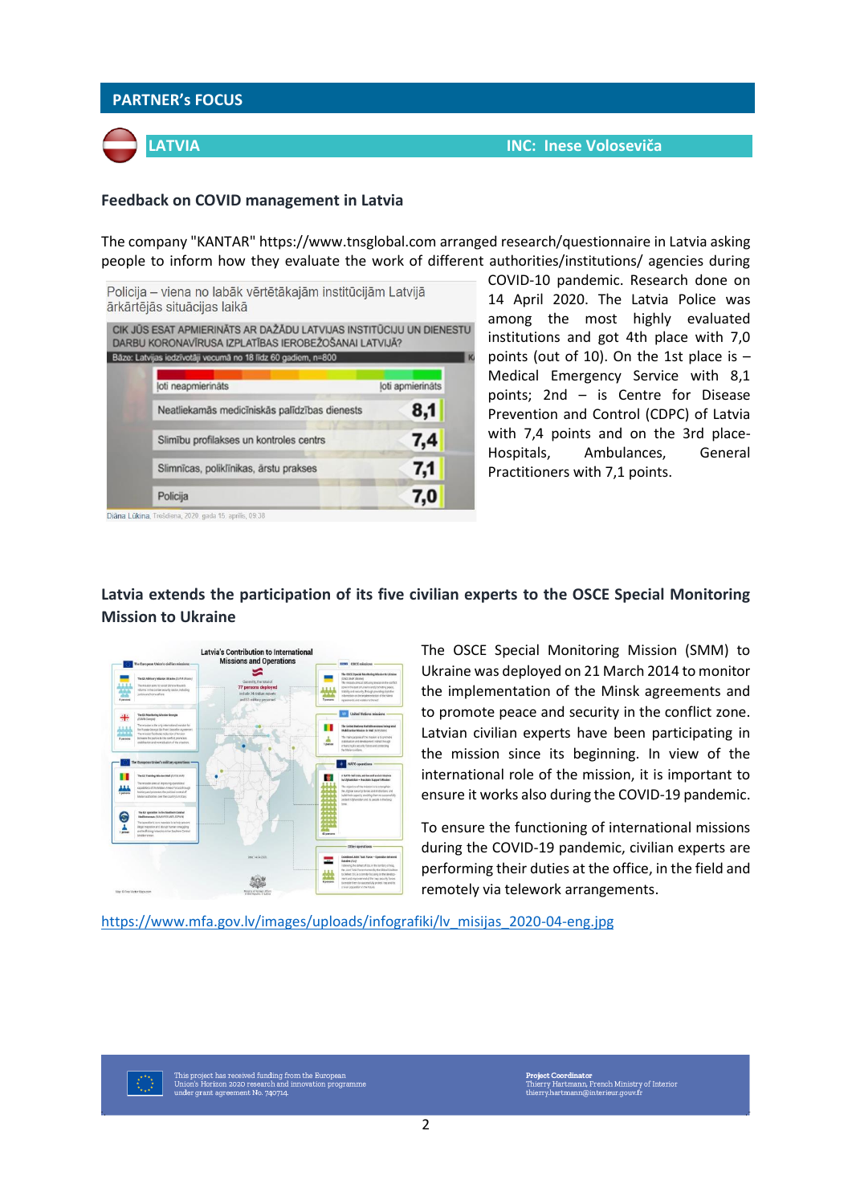## PARTNER's FOCUS

### LATVIA

INC: Inese Voloseviča

#### Feedback on COVID management in Latvia

The company "KANTAR" https://www.tnsglobal.com arranged research/questionnaire in Latvia asking people to inform how they evaluate the work of different authorities/institutions/ agencies during COVID-10 pandemic. Research done on 14 April 2020. The Latvia Police was among the most highly evaluated institutions and got 4th place with 7,0 points (out of 10). On the 1st place is – Medical Emergency Service with 8,1 points; 2nd – is Centre for Disease Prevention and Control (CDPC) of Latvia with 7,4 points and on the 3rd place- Hospitals, Ambulances, General Practitioners with 7,1 points.

#### Latvia extends the participation of its five civilian experts to the OSCE Special Monitoring Mission to Ukraine

The OSCE Special Monitoring Mission (SMM) to Ukraine was deployed on 21 March 2014 to monitor the implementation of the Minsk agreements and to promote peace and security in the conflict zone. Latvian civilian experts have been participating in the mission since its beginning. In view of the international role of the mission, it is important to ensure it works also during the COVID-19 pandemic.

To ensure the functioning of international missions during the COVID-19 pandemic, civilian experts are performing their duties at the office, in the field and remotely via telework arrangements.

https://www.mfa.gov.lv/images/uploads/infografiki/lv_misijas_2020-04-eng.jpg

This project has received funding from the European Union's Horizon 2020 research and innovation programme under grant agreement No. 740714.

Project Coordinator
Thierry Hartmann, French Ministry of Interior
thierry.hartmann@interieur.gouv.fr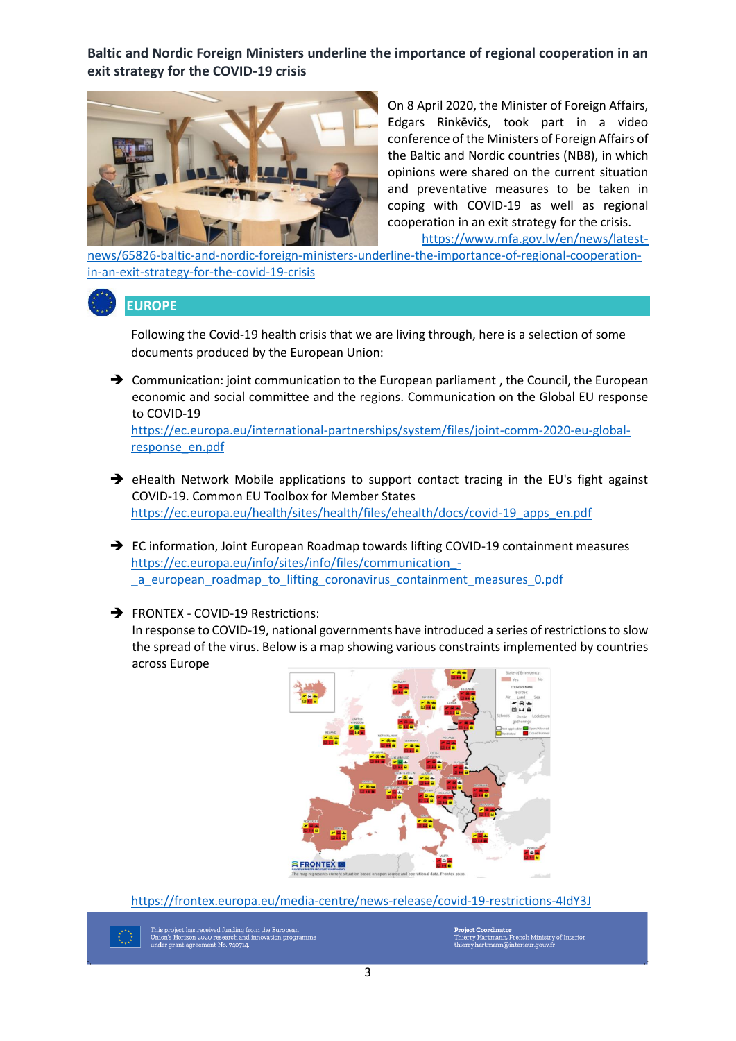**Baltic and Nordic Foreign Ministers underline the importance of regional cooperation in an exit strategy for the COVID-19 crisis**

On 8 April 2020, the Minister of Foreign Affairs, Edgars Rinkēvičs, took part in a video conference of the Ministers of Foreign Affairs of the Baltic and Nordic countries (NB8), in which opinions were shared on the current situation and preventative measures to be taken in coping with COVID-19 as well as regional cooperation in an exit strategy for the crisis. https://www.mfa.gov.lv/en/news/latest-news/65826-baltic-and-nordic-foreign-ministers-underline-the-importance-of-regional-cooperation-in-an-exit-strategy-for-the-covid-19-crisis

## EUROPE

Following the Covid-19 health crisis that we are living through, here is a selection of some documents produced by the European Union:

- Communication: joint communication to the European parliament , the Council, the European economic and social committee and the regions. Communication on the Global EU response to COVID-19
  https://ec.europa.eu/international-partnerships/system/files/joint-comm-2020-eu-global-response_en.pdf

- eHealth Network Mobile applications to support contact tracing in the EU's fight against COVID-19. Common EU Toolbox for Member States
  https://ec.europa.eu/health/sites/health/files/ehealth/docs/covid-19_apps_en.pdf

- EC information, Joint European Roadmap towards lifting COVID-19 containment measures
  https://ec.europa.eu/info/sites/info/files/communication_-_a_european_roadmap_to_lifting_coronavirus_containment_measures_0.pdf

- FRONTEX - COVID-19 Restrictions:
  In response to COVID-19, national governments have introduced a series of restrictions to slow the spread of the virus. Below is a map showing various constraints implemented by countries across Europe

  https://frontex.europa.eu/media-centre/news-release/covid-19-restrictions-4IdY3J

This project has received funding from the European Union's Horizon 2020 research and innovation programme under grant agreement No. 740714.

**Project Coordinator**
Thierry Hartmann, French Ministry of Interior
thierry.hartmann@interieur.gouv.fr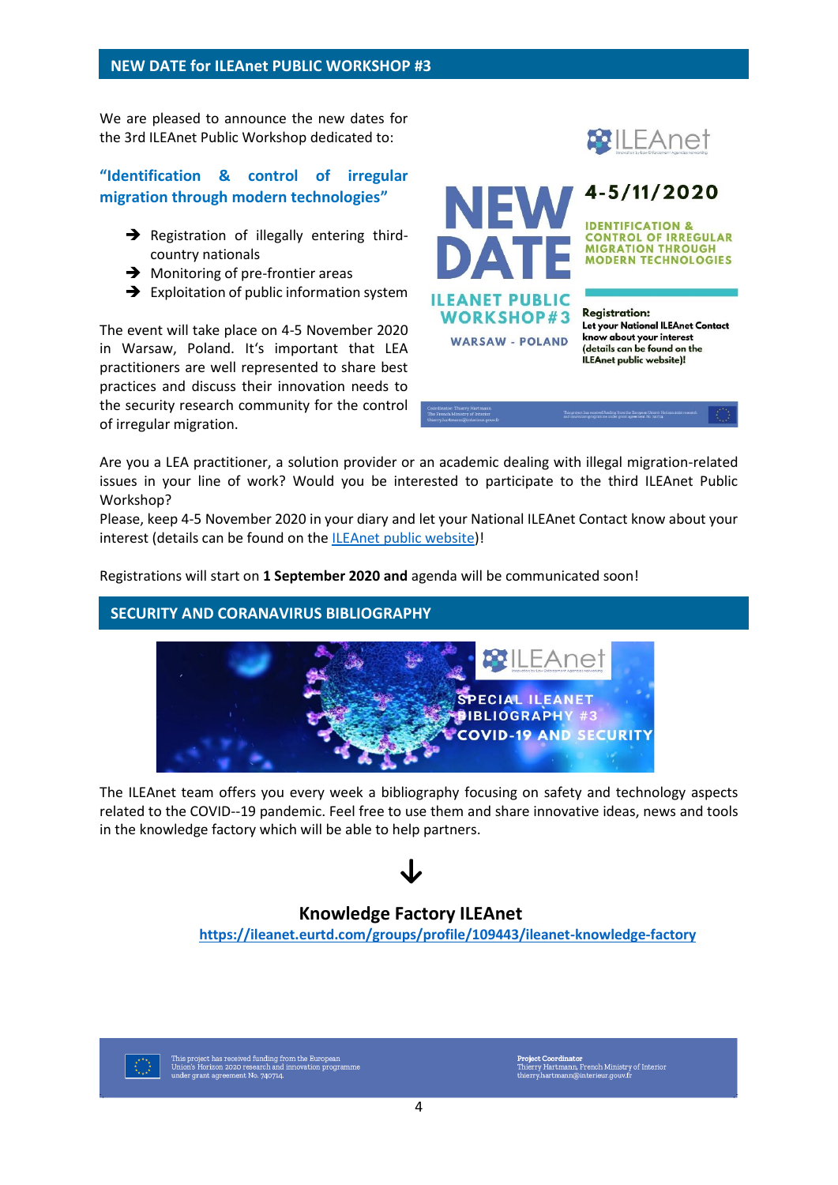## NEW DATE for ILEAnet PUBLIC WORKSHOP #3

We are pleased to announce the new dates for the 3rd ILEAnet Public Workshop dedicated to:

### "Identification & control of irregular migration through modern technologies"

- Registration of illegally entering third-country nationals
- Monitoring of pre-frontier areas
- Exploitation of public information system

The event will take place on 4-5 November 2020 in Warsaw, Poland. It's important that LEA practitioners are well represented to share best practices and discuss their innovation needs to the security research community for the control of irregular migration.

Are you a LEA practitioner, a solution provider or an academic dealing with illegal migration-related issues in your line of work? Would you be interested to participate to the third ILEAnet Public Workshop?

Please, keep 4-5 November 2020 in your diary and let your National ILEAnet Contact know about your interest (details can be found on the [ILEAnet public website](ILEAnet public website))!

Registrations will start on **1 September 2020 and** agenda will be communicated soon!

## SECURITY AND CORANAVIRUS BIBLIOGRAPHY

The ILEAnet team offers you every week a bibliography focusing on safety and technology aspects related to the COVID--19 pandemic. Feel free to use them and share innovative ideas, news and tools in the knowledge factory which will be able to help partners.

↓

**Knowledge Factory ILEAnet**

**https://ileanet.eurtd.com/groups/profile/109443/ileanet-knowledge-factory**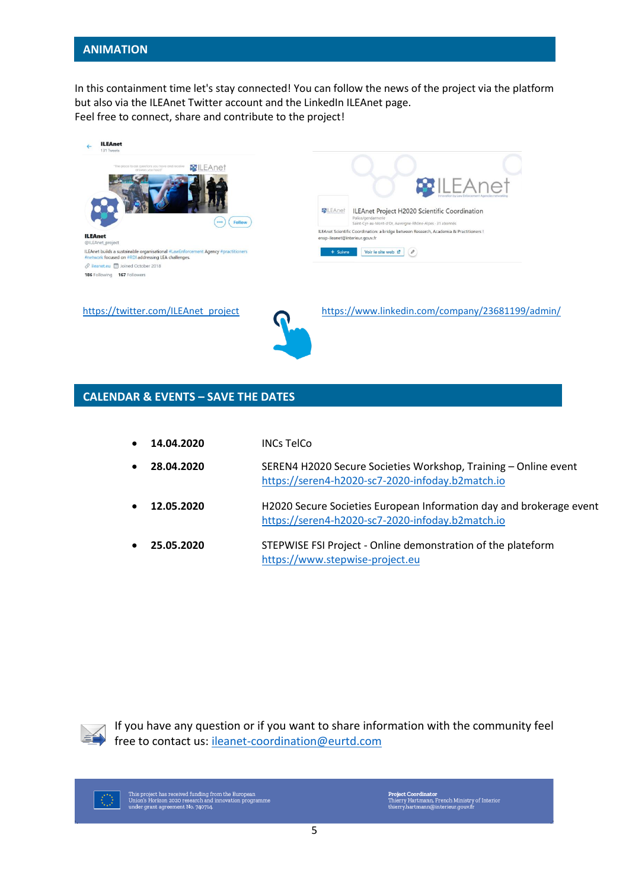## ANIMATION

In this containment time let's stay connected! You can follow the news of the project via the platform but also via the ILEAnet Twitter account and the LinkedIn ILEAnet page.
Feel free to connect, share and contribute to the project!

https://twitter.com/ILEAnet_project

https://www.linkedin.com/company/23681199/admin/

## CALENDAR & EVENTS – SAVE THE DATES

- **14.04.2020** INCs TelCo
- **28.04.2020** SEREN4 H2020 Secure Societies Workshop, Training – Online event https://seren4-h2020-sc7-2020-infoday.b2match.io
- **12.05.2020** H2020 Secure Societies European Information day and brokerage event https://seren4-h2020-sc7-2020-infoday.b2match.io
- **25.05.2020** STEPWISE FSI Project - Online demonstration of the plateform https://www.stepwise-project.eu

If you have any question or if you want to share information with the community feel free to contact us: ileanet-coordination@eurtd.com

This project has received funding from the European Union's Horizon 2020 research and innovation programme under grant agreement No. 740714.

**Project Coordinator**
Thierry Hartmann, French Ministry of Interior
thierry.hartmann@interieur.gouv.fr